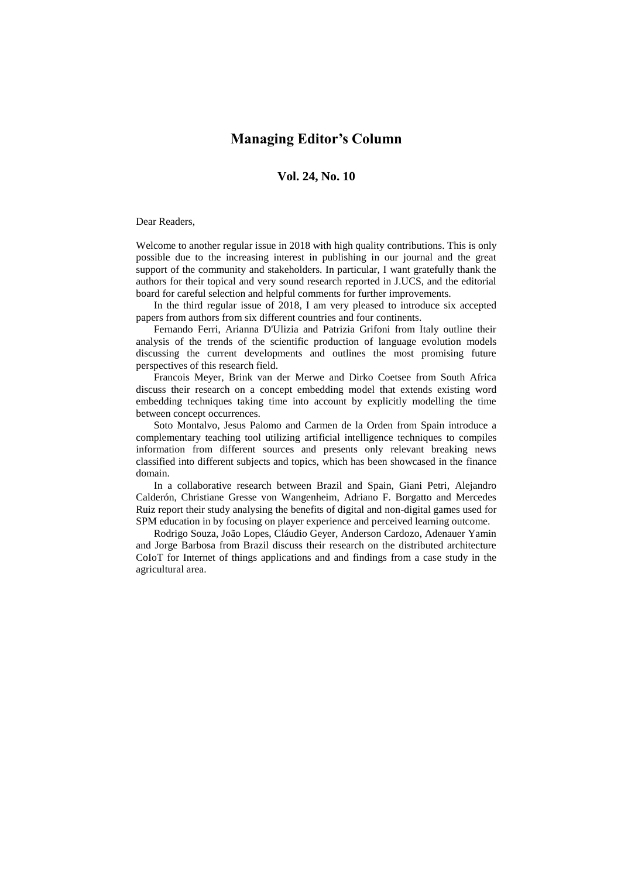# Managing Editor's Column

## Vol. 24, No. 10

Dear Readers,

Welcome to another regular issue in 2018 with high quality contributions. This is only possible due to the increasing interest in publishing in our journal and the great support of the community and stakeholders. In particular, I want gratefully thank the authors for their topical and very sound research reported in J.UCS, and the editorial board for careful selection and helpful comments for further improvements.

In the third regular issue of 2018, I am very pleased to introduce six accepted papers from authors from six different countries and four continents.

Fernando Ferri, Arianna D'Ulizia and Patrizia Grifoni from Italy outline their analysis of the trends of the scientific production of language evolution models discussing the current developments and outlines the most promising future perspectives of this research field.

Francois Meyer, Brink van der Merwe and Dirko Coetsee from South Africa discuss their research on a concept embedding model that extends existing word embedding techniques taking time into account by explicitly modelling the time between concept occurrences.

Soto Montalvo, Jesus Palomo and Carmen de la Orden from Spain introduce a complementary teaching tool utilizing artificial intelligence techniques to compiles information from different sources and presents only relevant breaking news classified into different subjects and topics, which has been showcased in the finance domain.

In a collaborative research between Brazil and Spain, Giani Petri, Alejandro Calderón, Christiane Gresse von Wangenheim, Adriano F. Borgatto and Mercedes Ruiz report their study analysing the benefits of digital and non-digital games used for SPM education in by focusing on player experience and perceived learning outcome.

Rodrigo Souza, João Lopes, Cláudio Geyer, Anderson Cardozo, Adenauer Yamin and Jorge Barbosa from Brazil discuss their research on the distributed architecture CoIoT for Internet of things applications and and findings from a case study in the agricultural area.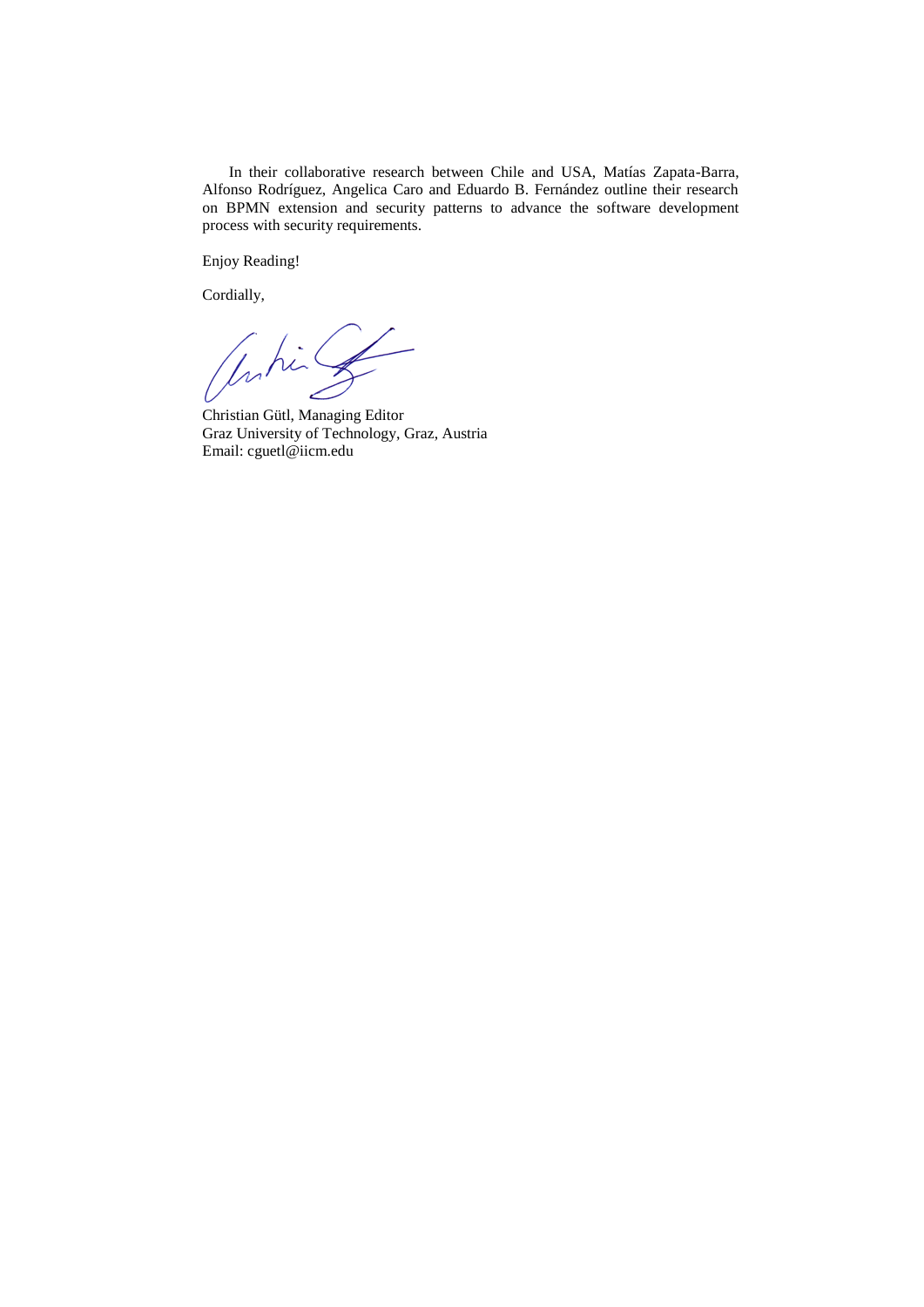In their collaborative research between Chile and USA, Matías Zapata-Barra, Alfonso Rodríguez, Angelica Caro and Eduardo B. Fernández outline their research on BPMN extension and security patterns to advance the software development process with security requirements.

Enjoy Reading!

Cordially,

Christian Gütl, Managing Editor
Graz University of Technology, Graz, Austria
Email: cguetl@iicm.edu